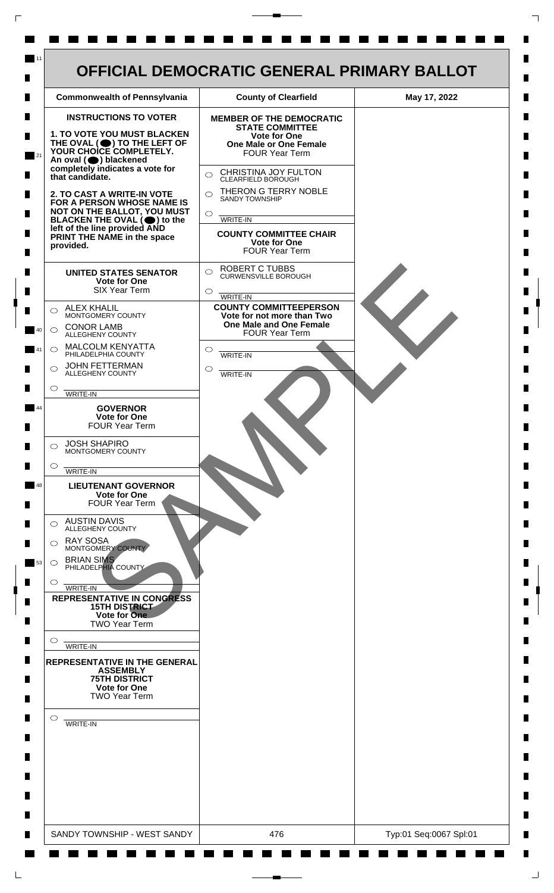# OFFICIAL DEMOCRATIC GENERAL PRIMARY BALLOT

| Commonwealth of Pennsylvania | County of Clearfield | May 17, 2022 |
|---|---|---|

**INSTRUCTIONS TO VOTER**

**1. TO VOTE YOU MUST BLACKEN THE OVAL (⬤) TO THE LEFT OF YOUR CHOICE COMPLETELY.** An oval (⬤) blackened completely indicates a vote for that candidate.

**2. TO CAST A WRITE-IN VOTE FOR A PERSON WHOSE NAME IS NOT ON THE BALLOT, YOU MUST BLACKEN THE OVAL (⬤) to the left of the line provided AND PRINT THE NAME in the space provided.**

**UNITED STATES SENATOR**
**Vote for One**
SIX Year Term

- ◯ ALEX KHALIL — MONTGOMERY COUNTY
- ◯ CONOR LAMB — ALLEGHENY COUNTY
- ◯ MALCOLM KENYATTA — PHILADELPHIA COUNTY
- ◯ JOHN FETTERMAN — ALLEGHENY COUNTY
- ◯ ______ WRITE-IN

**GOVERNOR**
**Vote for One**
FOUR Year Term

- ◯ JOSH SHAPIRO — MONTGOMERY COUNTY
- ◯ ______ WRITE-IN

**LIEUTENANT GOVERNOR**
**Vote for One**
FOUR Year Term

- ◯ AUSTIN DAVIS — ALLEGHENY COUNTY
- ◯ RAY SOSA — MONTGOMERY COUNTY
- ◯ BRIAN SIMS — PHILADELPHIA COUNTY
- ◯ ______ WRITE-IN

**REPRESENTATIVE IN CONGRESS**
**15TH DISTRICT**
**Vote for One**
TWO Year Term

- ◯ ______ WRITE-IN

**REPRESENTATIVE IN THE GENERAL ASSEMBLY**
**75TH DISTRICT**
**Vote for One**
TWO Year Term

- ◯ ______ WRITE-IN

**MEMBER OF THE DEMOCRATIC STATE COMMITTEE**
**Vote for One**
**One Male or One Female**
FOUR Year Term

- ◯ CHRISTINA JOY FULTON — CLEARFIELD BOROUGH
- ◯ THERON G TERRY NOBLE — SANDY TOWNSHIP
- ◯ ______ WRITE-IN

**COUNTY COMMITTEE CHAIR**
**Vote for One**
FOUR Year Term

- ◯ ROBERT C TUBBS — CURWENSVILLE BOROUGH
- ◯ ______ WRITE-IN

**COUNTY COMMITTEEPERSON**
**Vote for not more than Two**
**One Male and One Female**
FOUR Year Term

- ◯ ______ WRITE-IN
- ◯ ______ WRITE-IN

SAMPLE

| SANDY TOWNSHIP - WEST SANDY | 476 | Typ:01 Seq:0067 Spl:01 |
|---|---|---|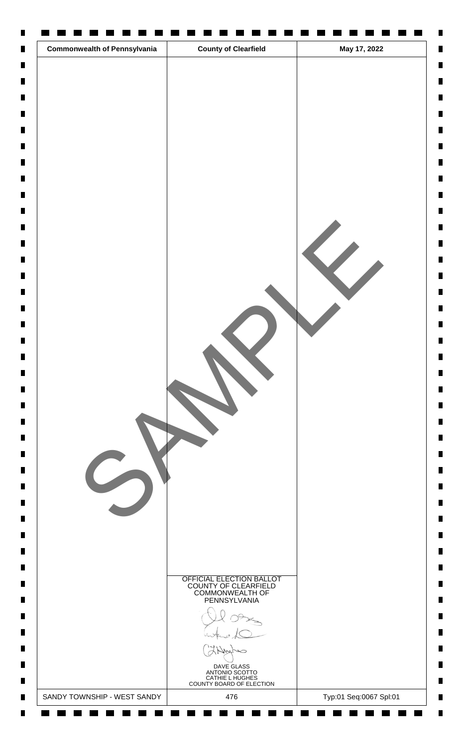| Commonwealth of Pennsylvania | County of Clearfield | May 17, 2022 |
| --- | --- | --- |
| | OFFICIAL ELECTION BALLOT<br>COUNTY OF CLEARFIELD<br>COMMONWEALTH OF PENNSYLVANIA<br><br>DAVE GLASS<br>ANTONIO SCOTTO<br>CATHIE L HUGHES<br>COUNTY BOARD OF ELECTION | |
| SANDY TOWNSHIP - WEST SANDY | 476 | Typ:01 Seq:0067 Spl:01 |

SAMPLE